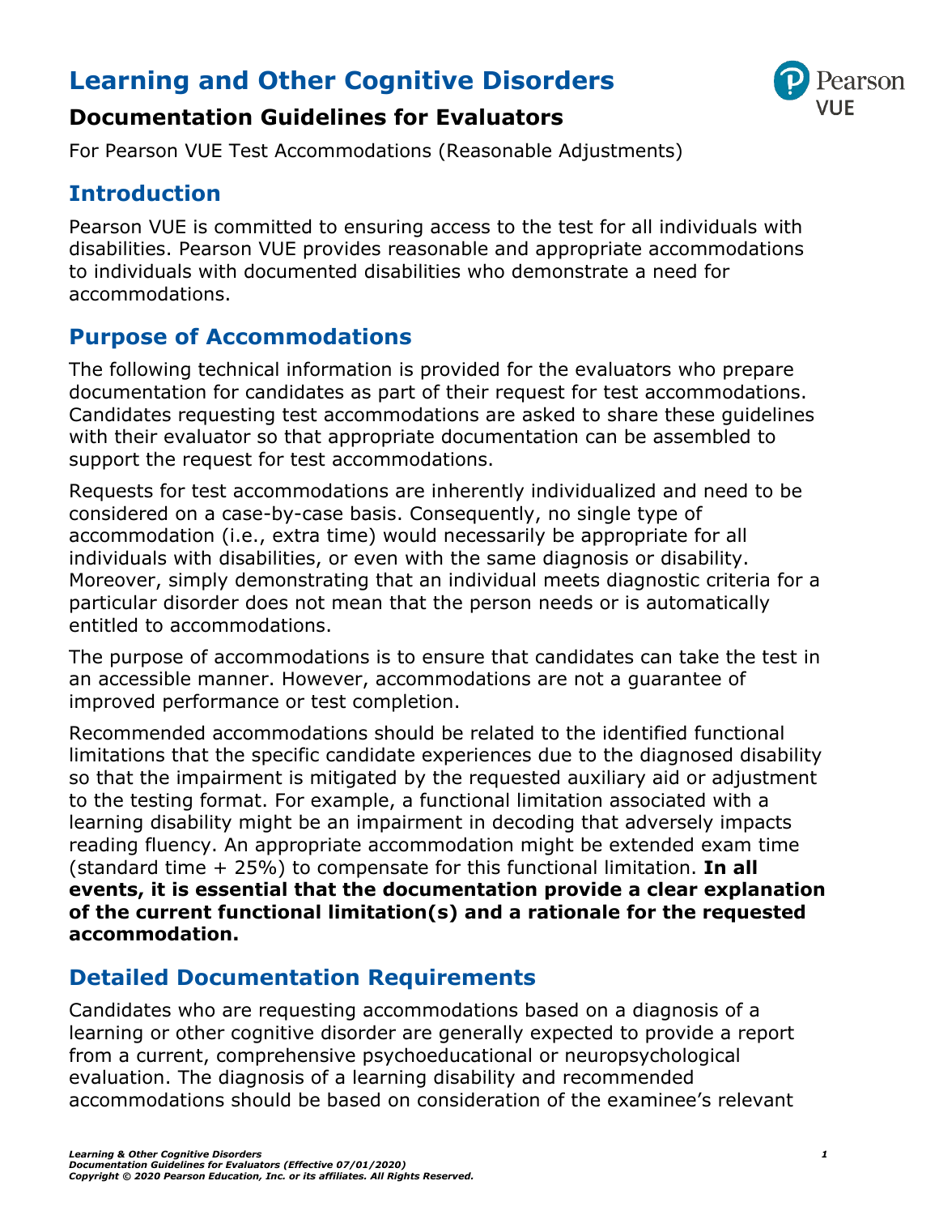# Learning and Other Cognitive Disorders

## Documentation Guidelines for Evaluators

For Pearson VUE Test Accommodations (Reasonable Adjustments)

## Introduction

Pearson VUE is committed to ensuring access to the test for all individuals with disabilities. Pearson VUE provides reasonable and appropriate accommodations to individuals with documented disabilities who demonstrate a need for accommodations.

## Purpose of Accommodations

The following technical information is provided for the evaluators who prepare documentation for candidates as part of their request for test accommodations. Candidates requesting test accommodations are asked to share these guidelines with their evaluator so that appropriate documentation can be assembled to support the request for test accommodations.

Requests for test accommodations are inherently individualized and need to be considered on a case-by-case basis. Consequently, no single type of accommodation (i.e., extra time) would necessarily be appropriate for all individuals with disabilities, or even with the same diagnosis or disability. Moreover, simply demonstrating that an individual meets diagnostic criteria for a particular disorder does not mean that the person needs or is automatically entitled to accommodations.

The purpose of accommodations is to ensure that candidates can take the test in an accessible manner. However, accommodations are not a guarantee of improved performance or test completion.

Recommended accommodations should be related to the identified functional limitations that the specific candidate experiences due to the diagnosed disability so that the impairment is mitigated by the requested auxiliary aid or adjustment to the testing format. For example, a functional limitation associated with a learning disability might be an impairment in decoding that adversely impacts reading fluency. An appropriate accommodation might be extended exam time (standard time + 25%) to compensate for this functional limitation. **In all events, it is essential that the documentation provide a clear explanation of the current functional limitation(s) and a rationale for the requested accommodation.**

## Detailed Documentation Requirements

Candidates who are requesting accommodations based on a diagnosis of a learning or other cognitive disorder are generally expected to provide a report from a current, comprehensive psychoeducational or neuropsychological evaluation. The diagnosis of a learning disability and recommended accommodations should be based on consideration of the examinee's relevant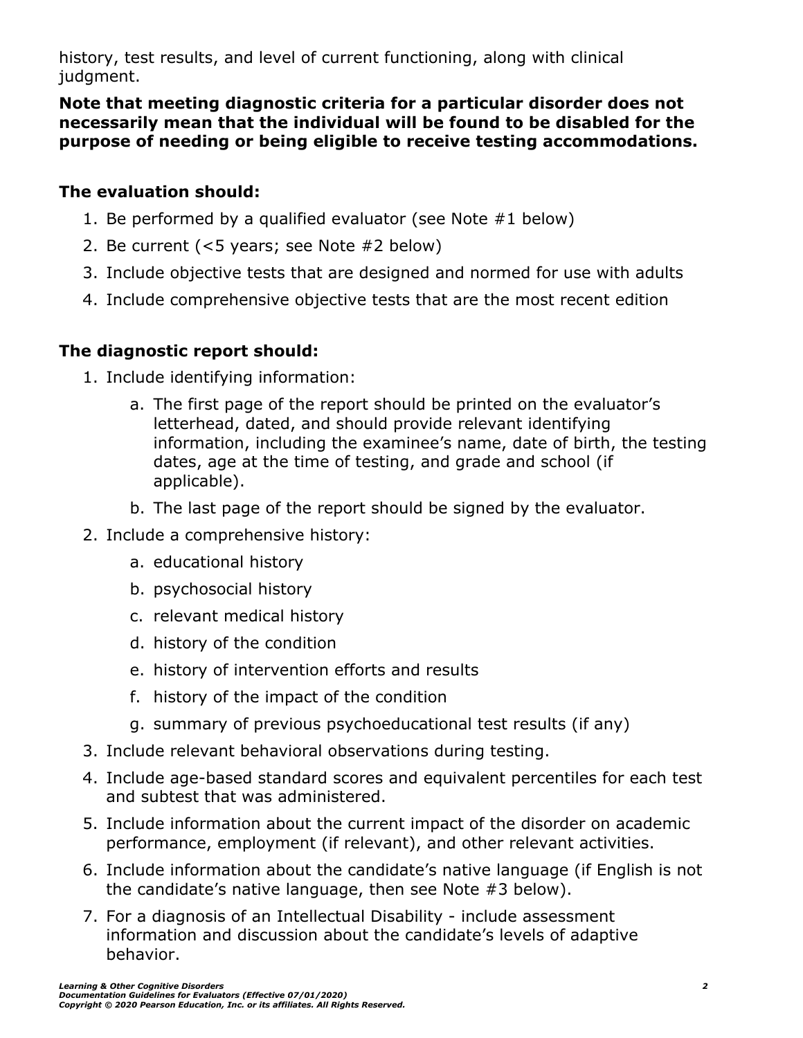history, test results, and level of current functioning, along with clinical judgment.

**Note that meeting diagnostic criteria for a particular disorder does not necessarily mean that the individual will be found to be disabled for the purpose of needing or being eligible to receive testing accommodations.**

### The evaluation should:

1. Be performed by a qualified evaluator (see Note #1 below)
2. Be current (<5 years; see Note #2 below)
3. Include objective tests that are designed and normed for use with adults
4. Include comprehensive objective tests that are the most recent edition

### The diagnostic report should:

1. Include identifying information:
    a. The first page of the report should be printed on the evaluator's letterhead, dated, and should provide relevant identifying information, including the examinee's name, date of birth, the testing dates, age at the time of testing, and grade and school (if applicable).
    b. The last page of the report should be signed by the evaluator.
2. Include a comprehensive history:
    a. educational history
    b. psychosocial history
    c. relevant medical history
    d. history of the condition
    e. history of intervention efforts and results
    f. history of the impact of the condition
    g. summary of previous psychoeducational test results (if any)
3. Include relevant behavioral observations during testing.
4. Include age-based standard scores and equivalent percentiles for each test and subtest that was administered.
5. Include information about the current impact of the disorder on academic performance, employment (if relevant), and other relevant activities.
6. Include information about the candidate's native language (if English is not the candidate's native language, then see Note #3 below).
7. For a diagnosis of an Intellectual Disability - include assessment information and discussion about the candidate's levels of adaptive behavior.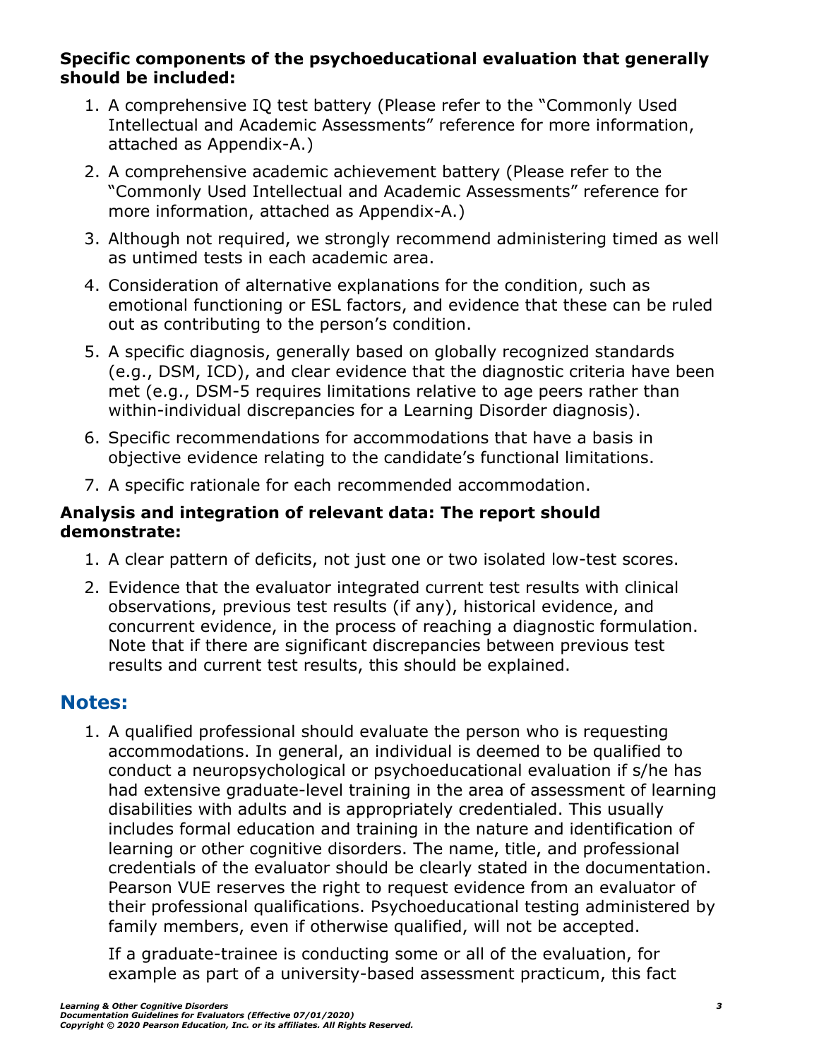**Specific components of the psychoeducational evaluation that generally should be included:**

1. A comprehensive IQ test battery (Please refer to the "Commonly Used Intellectual and Academic Assessments" reference for more information, attached as Appendix-A.)
2. A comprehensive academic achievement battery (Please refer to the "Commonly Used Intellectual and Academic Assessments" reference for more information, attached as Appendix-A.)
3. Although not required, we strongly recommend administering timed as well as untimed tests in each academic area.
4. Consideration of alternative explanations for the condition, such as emotional functioning or ESL factors, and evidence that these can be ruled out as contributing to the person's condition.
5. A specific diagnosis, generally based on globally recognized standards (e.g., DSM, ICD), and clear evidence that the diagnostic criteria have been met (e.g., DSM-5 requires limitations relative to age peers rather than within-individual discrepancies for a Learning Disorder diagnosis).
6. Specific recommendations for accommodations that have a basis in objective evidence relating to the candidate's functional limitations.
7. A specific rationale for each recommended accommodation.

**Analysis and integration of relevant data: The report should demonstrate:**

1. A clear pattern of deficits, not just one or two isolated low-test scores.
2. Evidence that the evaluator integrated current test results with clinical observations, previous test results (if any), historical evidence, and concurrent evidence, in the process of reaching a diagnostic formulation. Note that if there are significant discrepancies between previous test results and current test results, this should be explained.

## Notes:

1. A qualified professional should evaluate the person who is requesting accommodations. In general, an individual is deemed to be qualified to conduct a neuropsychological or psychoeducational evaluation if s/he has had extensive graduate-level training in the area of assessment of learning disabilities with adults and is appropriately credentialed. This usually includes formal education and training in the nature and identification of learning or other cognitive disorders. The name, title, and professional credentials of the evaluator should be clearly stated in the documentation. Pearson VUE reserves the right to request evidence from an evaluator of their professional qualifications. Psychoeducational testing administered by family members, even if otherwise qualified, will not be accepted.

   If a graduate-trainee is conducting some or all of the evaluation, for example as part of a university-based assessment practicum, this fact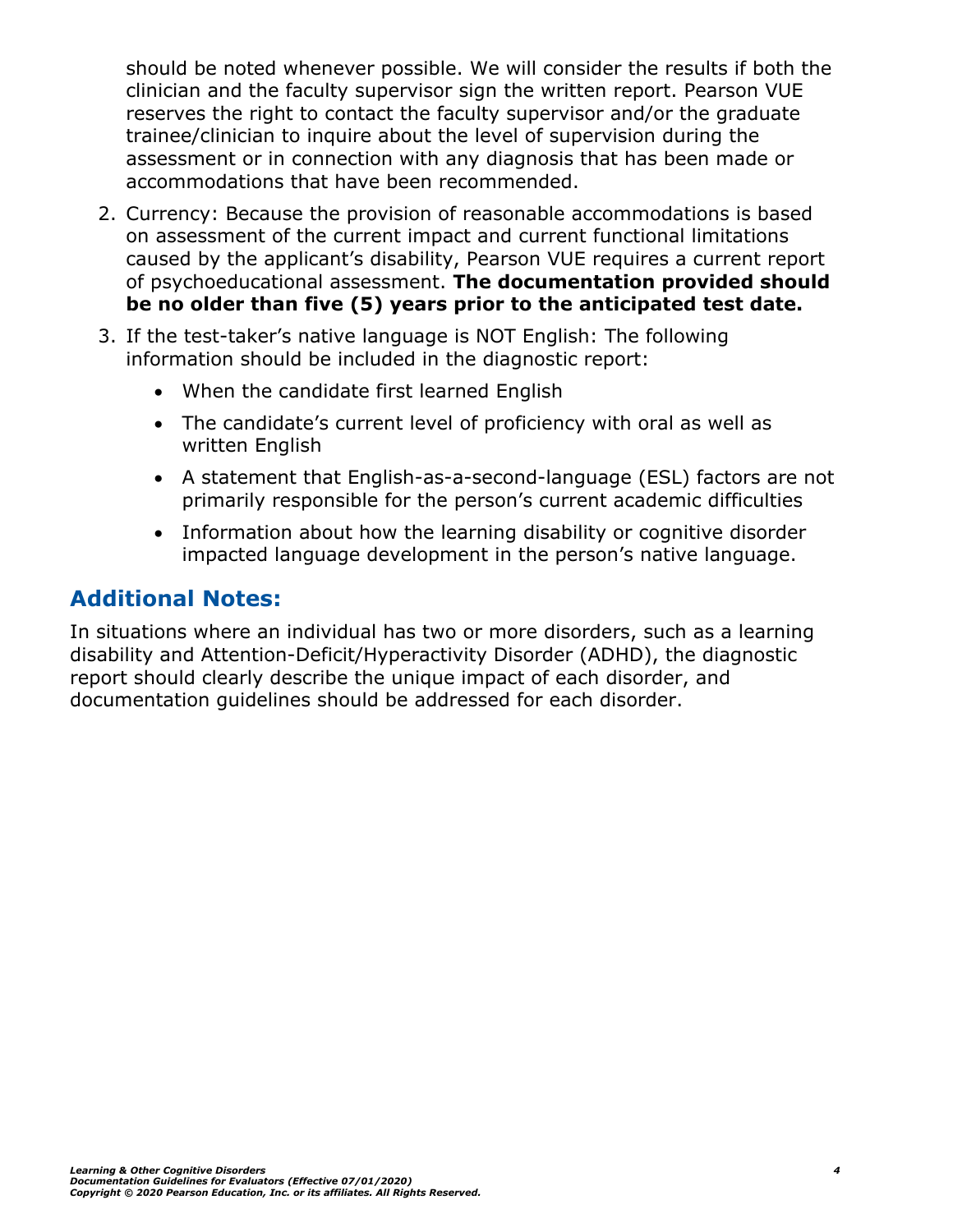should be noted whenever possible. We will consider the results if both the clinician and the faculty supervisor sign the written report. Pearson VUE reserves the right to contact the faculty supervisor and/or the graduate trainee/clinician to inquire about the level of supervision during the assessment or in connection with any diagnosis that has been made or accommodations that have been recommended.

2. Currency: Because the provision of reasonable accommodations is based on assessment of the current impact and current functional limitations caused by the applicant's disability, Pearson VUE requires a current report of psychoeducational assessment. **The documentation provided should be no older than five (5) years prior to the anticipated test date.**

3. If the test-taker's native language is NOT English: The following information should be included in the diagnostic report:
   - When the candidate first learned English
   - The candidate's current level of proficiency with oral as well as written English
   - A statement that English-as-a-second-language (ESL) factors are not primarily responsible for the person's current academic difficulties
   - Information about how the learning disability or cognitive disorder impacted language development in the person's native language.

## Additional Notes:

In situations where an individual has two or more disorders, such as a learning disability and Attention-Deficit/Hyperactivity Disorder (ADHD), the diagnostic report should clearly describe the unique impact of each disorder, and documentation guidelines should be addressed for each disorder.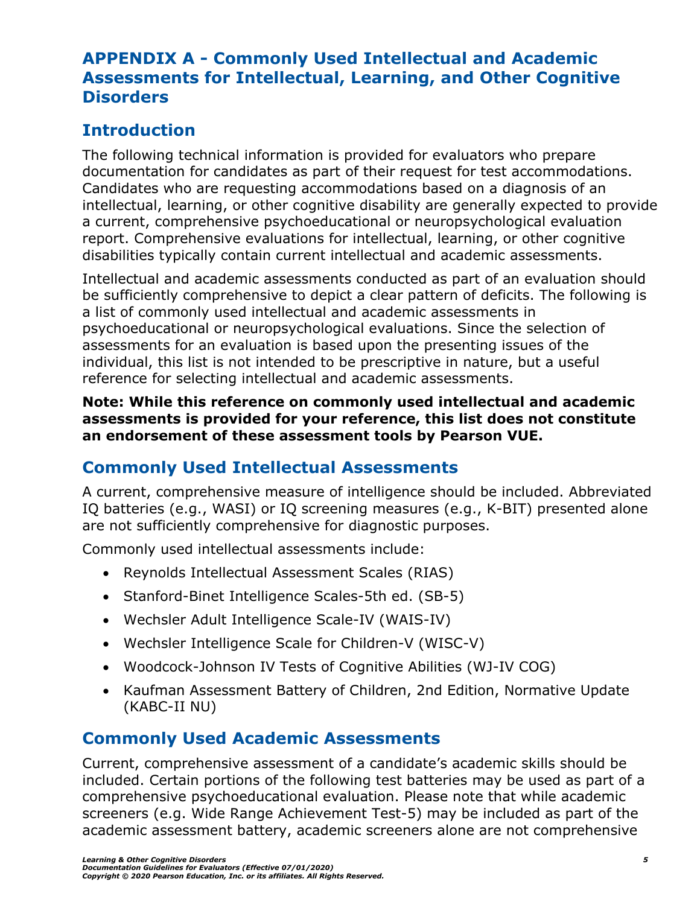## APPENDIX A - Commonly Used Intellectual and Academic Assessments for Intellectual, Learning, and Other Cognitive Disorders

### Introduction

The following technical information is provided for evaluators who prepare documentation for candidates as part of their request for test accommodations. Candidates who are requesting accommodations based on a diagnosis of an intellectual, learning, or other cognitive disability are generally expected to provide a current, comprehensive psychoeducational or neuropsychological evaluation report. Comprehensive evaluations for intellectual, learning, or other cognitive disabilities typically contain current intellectual and academic assessments.

Intellectual and academic assessments conducted as part of an evaluation should be sufficiently comprehensive to depict a clear pattern of deficits. The following is a list of commonly used intellectual and academic assessments in psychoeducational or neuropsychological evaluations. Since the selection of assessments for an evaluation is based upon the presenting issues of the individual, this list is not intended to be prescriptive in nature, but a useful reference for selecting intellectual and academic assessments.

**Note: While this reference on commonly used intellectual and academic assessments is provided for your reference, this list does not constitute an endorsement of these assessment tools by Pearson VUE.**

### Commonly Used Intellectual Assessments

A current, comprehensive measure of intelligence should be included. Abbreviated IQ batteries (e.g., WASI) or IQ screening measures (e.g., K-BIT) presented alone are not sufficiently comprehensive for diagnostic purposes.

Commonly used intellectual assessments include:

- Reynolds Intellectual Assessment Scales (RIAS)
- Stanford-Binet Intelligence Scales-5th ed. (SB-5)
- Wechsler Adult Intelligence Scale-IV (WAIS-IV)
- Wechsler Intelligence Scale for Children-V (WISC-V)
- Woodcock-Johnson IV Tests of Cognitive Abilities (WJ-IV COG)
- Kaufman Assessment Battery of Children, 2nd Edition, Normative Update (KABC-II NU)

### Commonly Used Academic Assessments

Current, comprehensive assessment of a candidate's academic skills should be included. Certain portions of the following test batteries may be used as part of a comprehensive psychoeducational evaluation. Please note that while academic screeners (e.g. Wide Range Achievement Test-5) may be included as part of the academic assessment battery, academic screeners alone are not comprehensive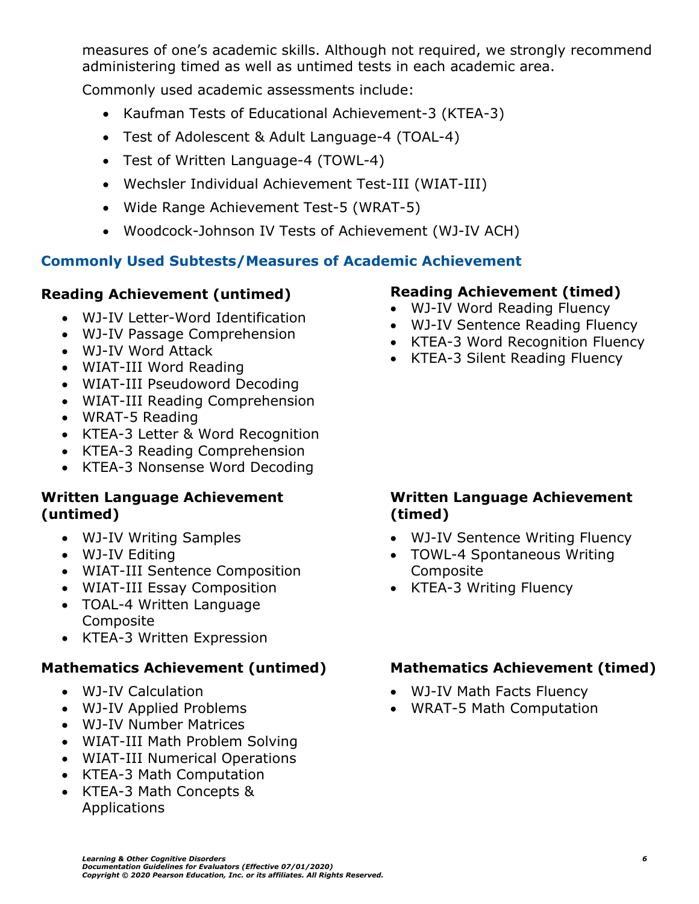measures of one's academic skills. Although not required, we strongly recommend administering timed as well as untimed tests in each academic area.

Commonly used academic assessments include:

- Kaufman Tests of Educational Achievement-3 (KTEA-3)
- Test of Adolescent & Adult Language-4 (TOAL-4)
- Test of Written Language-4 (TOWL-4)
- Wechsler Individual Achievement Test-III (WIAT-III)
- Wide Range Achievement Test-5 (WRAT-5)
- Woodcock-Johnson IV Tests of Achievement (WJ-IV ACH)

## Commonly Used Subtests/Measures of Academic Achievement

### Reading Achievement (untimed)

- WJ-IV Letter-Word Identification
- WJ-IV Passage Comprehension
- WJ-IV Word Attack
- WIAT-III Word Reading
- WIAT-III Pseudoword Decoding
- WIAT-III Reading Comprehension
- WRAT-5 Reading
- KTEA-3 Letter & Word Recognition
- KTEA-3 Reading Comprehension
- KTEA-3 Nonsense Word Decoding

### Reading Achievement (timed)

- WJ-IV Word Reading Fluency
- WJ-IV Sentence Reading Fluency
- KTEA-3 Word Recognition Fluency
- KTEA-3 Silent Reading Fluency

### Written Language Achievement (untimed)

- WJ-IV Writing Samples
- WJ-IV Editing
- WIAT-III Sentence Composition
- WIAT-III Essay Composition
- TOAL-4 Written Language Composite
- KTEA-3 Written Expression

### Written Language Achievement (timed)

- WJ-IV Sentence Writing Fluency
- TOWL-4 Spontaneous Writing Composite
- KTEA-3 Writing Fluency

### Mathematics Achievement (untimed)

- WJ-IV Calculation
- WJ-IV Applied Problems
- WJ-IV Number Matrices
- WIAT-III Math Problem Solving
- WIAT-III Numerical Operations
- KTEA-3 Math Computation
- KTEA-3 Math Concepts & Applications

### Mathematics Achievement (timed)

- WJ-IV Math Facts Fluency
- WRAT-5 Math Computation